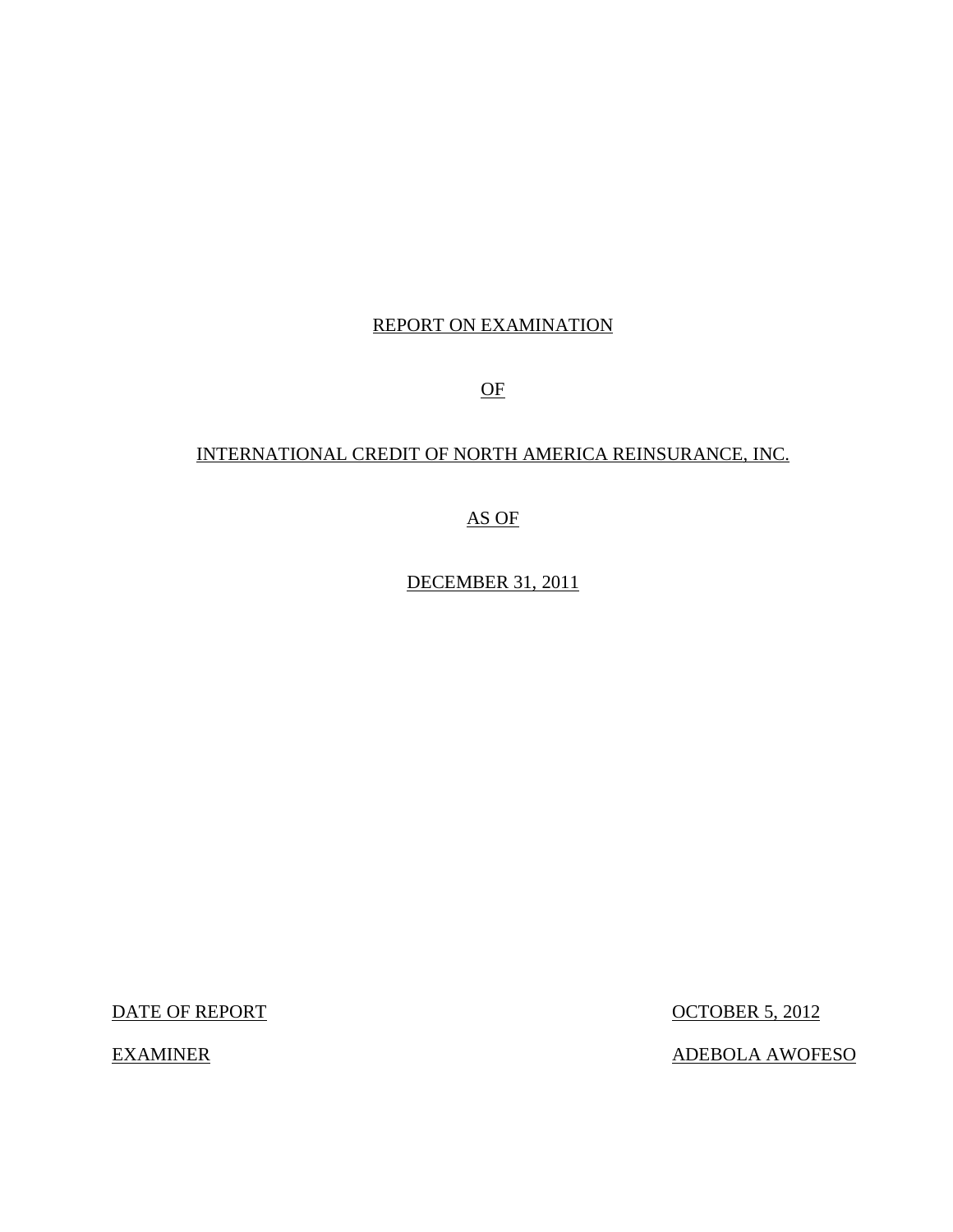# REPORT ON EXAMINATION

# OF

# INTERNATIONAL CREDIT OF NORTH AMERICA REINSURANCE, INC.

# AS OF

# DECEMBER 31, 2011

| | |
|---|---|
| DATE OF REPORT | OCTOBER 5, 2012 |
| EXAMINER | ADEBOLA AWOFESO |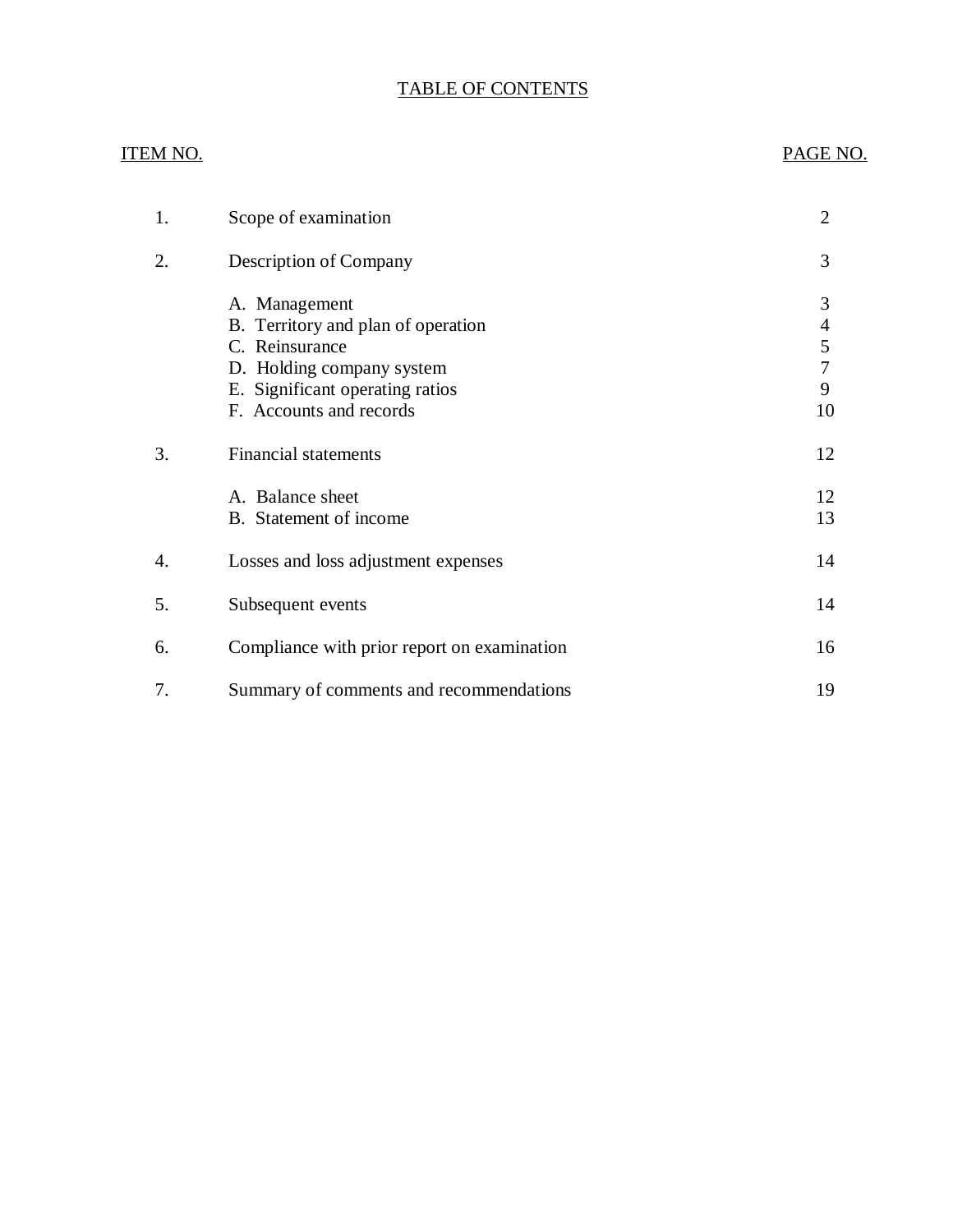# TABLE OF CONTENTS

| ITEM NO. | | PAGE NO. |
|---|---|---|
| 1. | Scope of examination | 2 |
| 2. | Description of Company | 3 |
| | A. Management | 3 |
| | B. Territory and plan of operation | 4 |
| | C. Reinsurance | 5 |
| | D. Holding company system | 7 |
| | E. Significant operating ratios | 9 |
| | F. Accounts and records | 10 |
| 3. | Financial statements | 12 |
| | A. Balance sheet | 12 |
| | B. Statement of income | 13 |
| 4. | Losses and loss adjustment expenses | 14 |
| 5. | Subsequent events | 14 |
| 6. | Compliance with prior report on examination | 16 |
| 7. | Summary of comments and recommendations | 19 |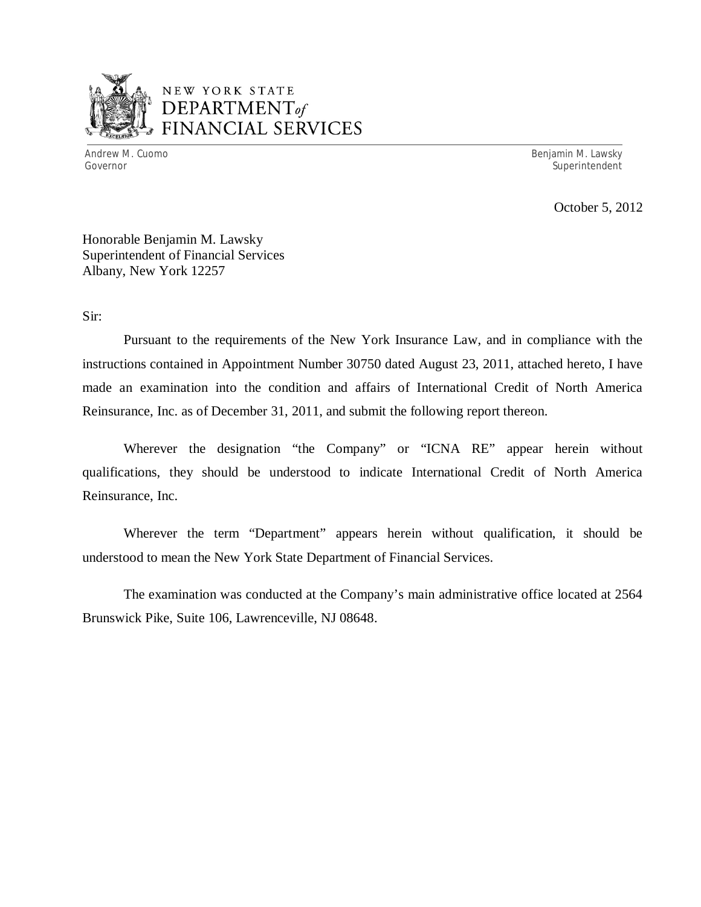NEW YORK STATE
DEPARTMENT *of*
FINANCIAL SERVICES

Andrew M. Cuomo
Governor

Benjamin M. Lawsky
Superintendent

October 5, 2012

Honorable Benjamin M. Lawsky
Superintendent of Financial Services
Albany, New York 12257

Sir:

Pursuant to the requirements of the New York Insurance Law, and in compliance with the instructions contained in Appointment Number 30750 dated August 23, 2011, attached hereto, I have made an examination into the condition and affairs of International Credit of North America Reinsurance, Inc. as of December 31, 2011, and submit the following report thereon.

Wherever the designation "the Company" or "ICNA RE" appear herein without qualifications, they should be understood to indicate International Credit of North America Reinsurance, Inc.

Wherever the term "Department" appears herein without qualification, it should be understood to mean the New York State Department of Financial Services.

The examination was conducted at the Company's main administrative office located at 2564 Brunswick Pike, Suite 106, Lawrenceville, NJ 08648.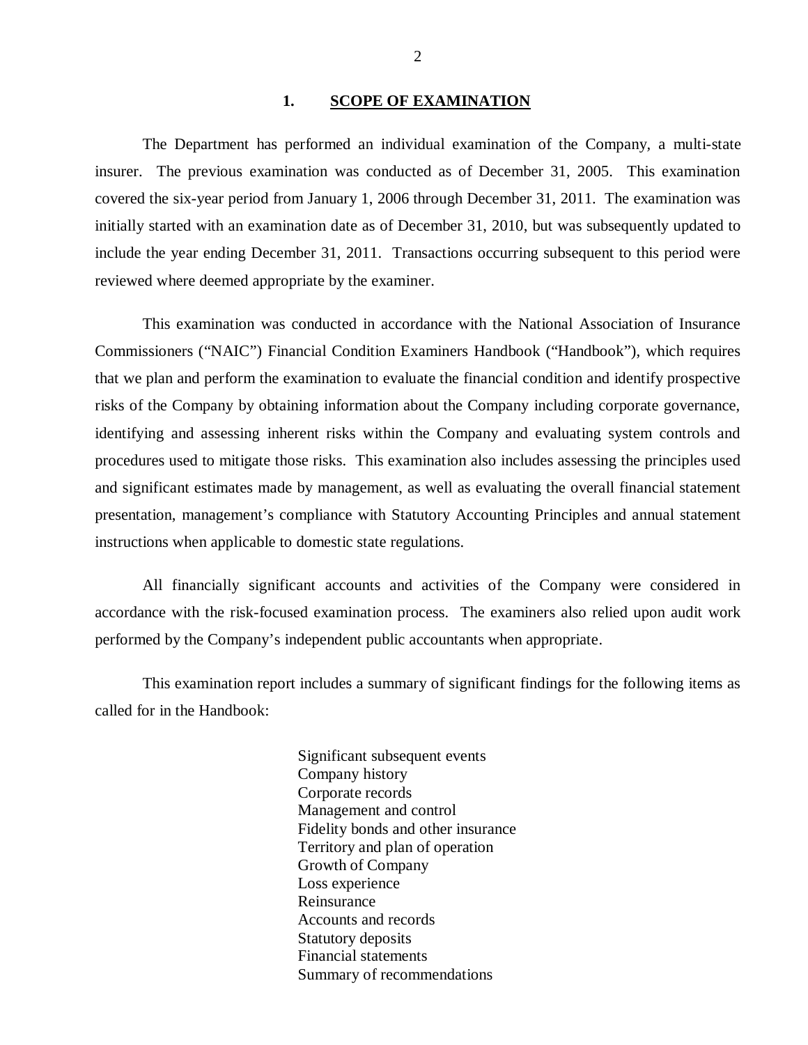## 1. SCOPE OF EXAMINATION

The Department has performed an individual examination of the Company, a multi-state insurer. The previous examination was conducted as of December 31, 2005. This examination covered the six-year period from January 1, 2006 through December 31, 2011. The examination was initially started with an examination date as of December 31, 2010, but was subsequently updated to include the year ending December 31, 2011. Transactions occurring subsequent to this period were reviewed where deemed appropriate by the examiner.

This examination was conducted in accordance with the National Association of Insurance Commissioners ("NAIC") Financial Condition Examiners Handbook ("Handbook"), which requires that we plan and perform the examination to evaluate the financial condition and identify prospective risks of the Company by obtaining information about the Company including corporate governance, identifying and assessing inherent risks within the Company and evaluating system controls and procedures used to mitigate those risks. This examination also includes assessing the principles used and significant estimates made by management, as well as evaluating the overall financial statement presentation, management's compliance with Statutory Accounting Principles and annual statement instructions when applicable to domestic state regulations.

All financially significant accounts and activities of the Company were considered in accordance with the risk-focused examination process. The examiners also relied upon audit work performed by the Company's independent public accountants when appropriate.

This examination report includes a summary of significant findings for the following items as called for in the Handbook:

- Significant subsequent events
- Company history
- Corporate records
- Management and control
- Fidelity bonds and other insurance
- Territory and plan of operation
- Growth of Company
- Loss experience
- Reinsurance
- Accounts and records
- Statutory deposits
- Financial statements
- Summary of recommendations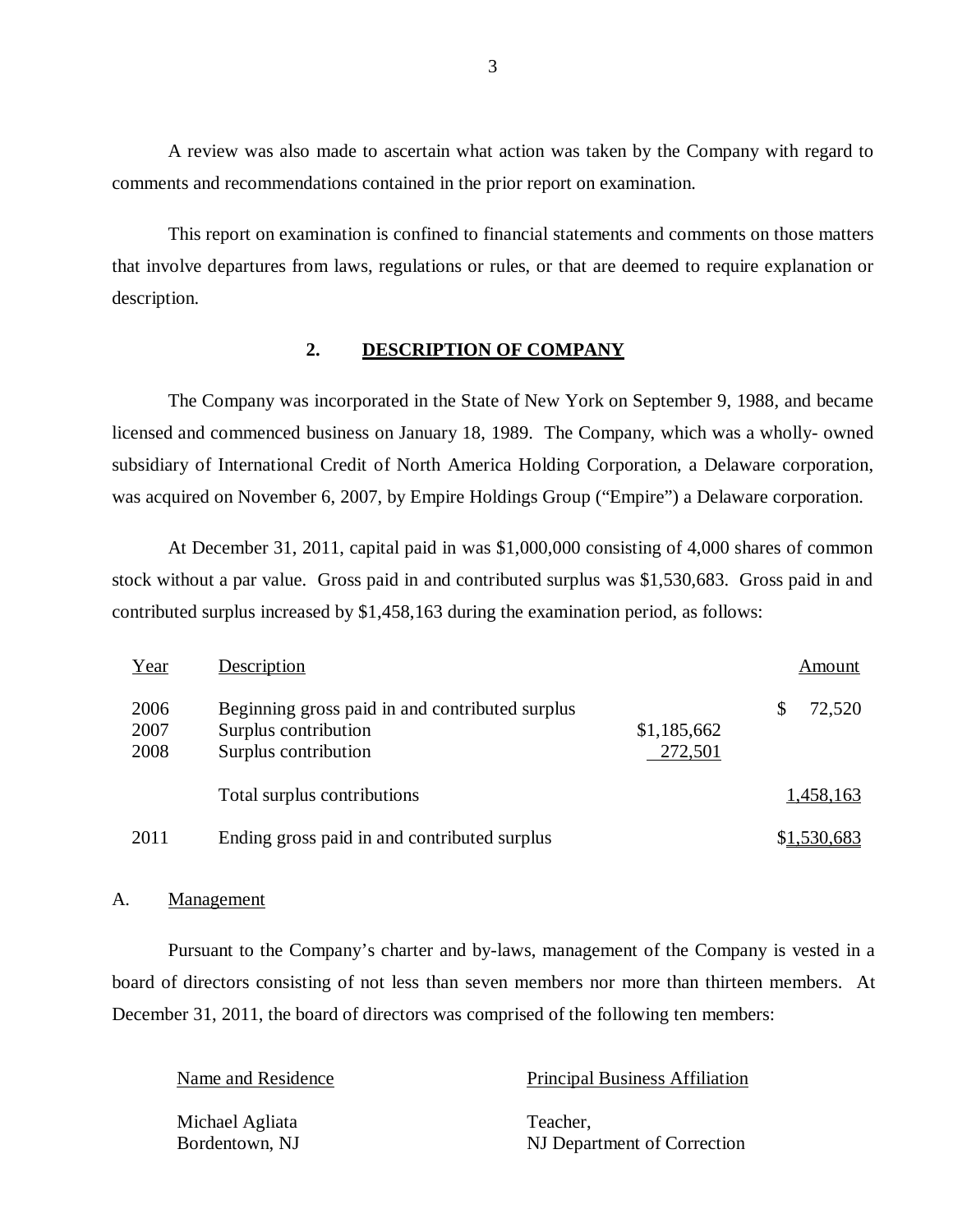A review was also made to ascertain what action was taken by the Company with regard to comments and recommendations contained in the prior report on examination.

This report on examination is confined to financial statements and comments on those matters that involve departures from laws, regulations or rules, or that are deemed to require explanation or description.

## 2. DESCRIPTION OF COMPANY

The Company was incorporated in the State of New York on September 9, 1988, and became licensed and commenced business on January 18, 1989. The Company, which was a wholly- owned subsidiary of International Credit of North America Holding Corporation, a Delaware corporation, was acquired on November 6, 2007, by Empire Holdings Group ("Empire") a Delaware corporation.

At December 31, 2011, capital paid in was $1,000,000 consisting of 4,000 shares of common stock without a par value. Gross paid in and contributed surplus was $1,530,683. Gross paid in and contributed surplus increased by $1,458,163 during the examination period, as follows:

| Year | Description | | Amount |
|---|---|---|---|
| 2006 | Beginning gross paid in and contributed surplus | | $ 72,520 |
| 2007 | Surplus contribution | $1,185,662 | |
| 2008 | Surplus contribution | 272,501 | |
| | Total surplus contributions | | 1,458,163 |
| 2011 | Ending gross paid in and contributed surplus | | $1,530,683 |

### A. Management

Pursuant to the Company's charter and by-laws, management of the Company is vested in a board of directors consisting of not less than seven members nor more than thirteen members. At December 31, 2011, the board of directors was comprised of the following ten members:

| Name and Residence | Principal Business Affiliation |
|---|---|
| Michael Agliata<br>Bordentown, NJ | Teacher,<br>NJ Department of Correction |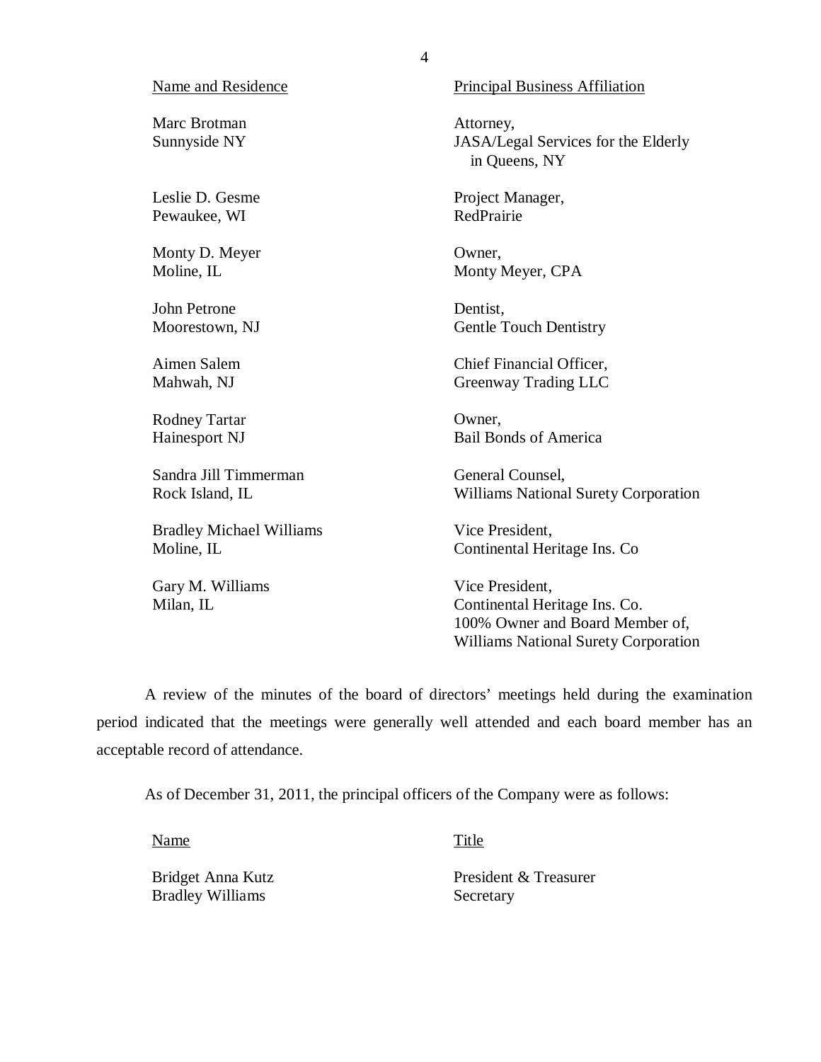| Name and Residence | Principal Business Affiliation |
|---|---|
| Marc Brotman<br>Sunnyside NY | Attorney,<br>JASA/Legal Services for the Elderly in Queens, NY |
| Leslie D. Gesme<br>Pewaukee, WI | Project Manager,<br>RedPrairie |
| Monty D. Meyer<br>Moline, IL | Owner,<br>Monty Meyer, CPA |
| John Petrone<br>Moorestown, NJ | Dentist,<br>Gentle Touch Dentistry |
| Aimen Salem<br>Mahwah, NJ | Chief Financial Officer,<br>Greenway Trading LLC |
| Rodney Tartar<br>Hainesport NJ | Owner,<br>Bail Bonds of America |
| Sandra Jill Timmerman<br>Rock Island, IL | General Counsel,<br>Williams National Surety Corporation |
| Bradley Michael Williams<br>Moline, IL | Vice President,<br>Continental Heritage Ins. Co |
| Gary M. Williams<br>Milan, IL | Vice President,<br>Continental Heritage Ins. Co.<br>100% Owner and Board Member of,<br>Williams National Surety Corporation |

A review of the minutes of the board of directors' meetings held during the examination period indicated that the meetings were generally well attended and each board member has an acceptable record of attendance.

As of December 31, 2011, the principal officers of the Company were as follows:

| Name | Title |
|---|---|
| Bridget Anna Kutz | President & Treasurer |
| Bradley Williams | Secretary |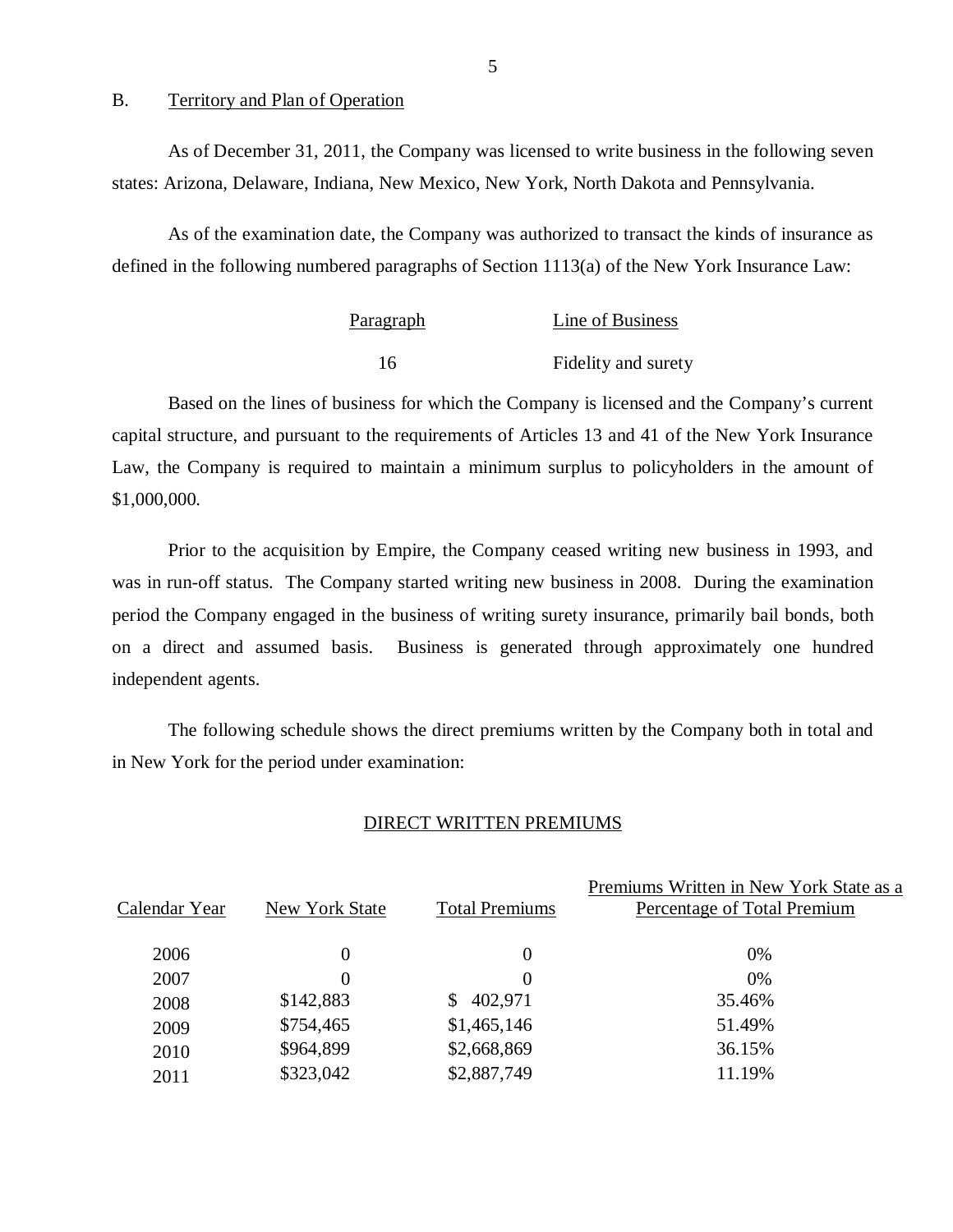## B. Territory and Plan of Operation

As of December 31, 2011, the Company was licensed to write business in the following seven states: Arizona, Delaware, Indiana, New Mexico, New York, North Dakota and Pennsylvania.

As of the examination date, the Company was authorized to transact the kinds of insurance as defined in the following numbered paragraphs of Section 1113(a) of the New York Insurance Law:

| Paragraph | Line of Business |
|---|---|
| 16 | Fidelity and surety |

Based on the lines of business for which the Company is licensed and the Company's current capital structure, and pursuant to the requirements of Articles 13 and 41 of the New York Insurance Law, the Company is required to maintain a minimum surplus to policyholders in the amount of $1,000,000.

Prior to the acquisition by Empire, the Company ceased writing new business in 1993, and was in run-off status. The Company started writing new business in 2008. During the examination period the Company engaged in the business of writing surety insurance, primarily bail bonds, both on a direct and assumed basis. Business is generated through approximately one hundred independent agents.

The following schedule shows the direct premiums written by the Company both in total and in New York for the period under examination:

DIRECT WRITTEN PREMIUMS

| Calendar Year | New York State | Total Premiums | Premiums Written in New York State as a Percentage of Total Premium |
|---|---|---|---|
| 2006 | 0 | 0 | 0% |
| 2007 | 0 | 0 | 0% |
| 2008 | $142,883 | $ 402,971 | 35.46% |
| 2009 | $754,465 | $1,465,146 | 51.49% |
| 2010 | $964,899 | $2,668,869 | 36.15% |
| 2011 | $323,042 | $2,887,749 | 11.19% |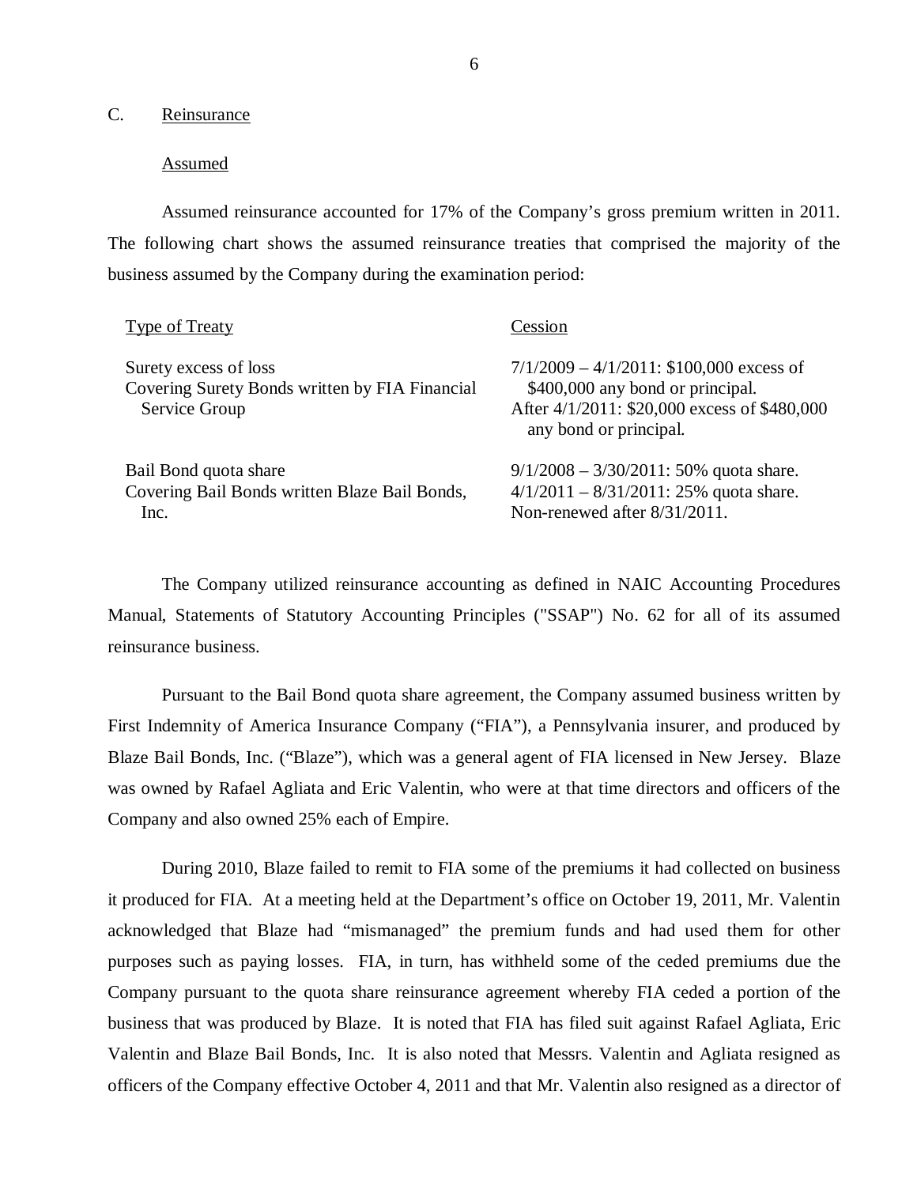## C. Reinsurance

### Assumed

Assumed reinsurance accounted for 17% of the Company's gross premium written in 2011. The following chart shows the assumed reinsurance treaties that comprised the majority of the business assumed by the Company during the examination period:

| Type of Treaty | Cession |
|---|---|
| Surety excess of loss<br>Covering Surety Bonds written by FIA Financial Service Group | 7/1/2009 – 4/1/2011: $100,000 excess of $400,000 any bond or principal.<br>After 4/1/2011: $20,000 excess of $480,000 any bond or principal. |
| Bail Bond quota share<br>Covering Bail Bonds written Blaze Bail Bonds, Inc. | 9/1/2008 – 3/30/2011: 50% quota share.<br>4/1/2011 – 8/31/2011: 25% quota share.<br>Non-renewed after 8/31/2011. |

The Company utilized reinsurance accounting as defined in NAIC Accounting Procedures Manual, Statements of Statutory Accounting Principles ("SSAP") No. 62 for all of its assumed reinsurance business.

Pursuant to the Bail Bond quota share agreement, the Company assumed business written by First Indemnity of America Insurance Company ("FIA"), a Pennsylvania insurer, and produced by Blaze Bail Bonds, Inc. ("Blaze"), which was a general agent of FIA licensed in New Jersey. Blaze was owned by Rafael Agliata and Eric Valentin, who were at that time directors and officers of the Company and also owned 25% each of Empire.

During 2010, Blaze failed to remit to FIA some of the premiums it had collected on business it produced for FIA. At a meeting held at the Department's office on October 19, 2011, Mr. Valentin acknowledged that Blaze had "mismanaged" the premium funds and had used them for other purposes such as paying losses. FIA, in turn, has withheld some of the ceded premiums due the Company pursuant to the quota share reinsurance agreement whereby FIA ceded a portion of the business that was produced by Blaze. It is noted that FIA has filed suit against Rafael Agliata, Eric Valentin and Blaze Bail Bonds, Inc. It is also noted that Messrs. Valentin and Agliata resigned as officers of the Company effective October 4, 2011 and that Mr. Valentin also resigned as a director of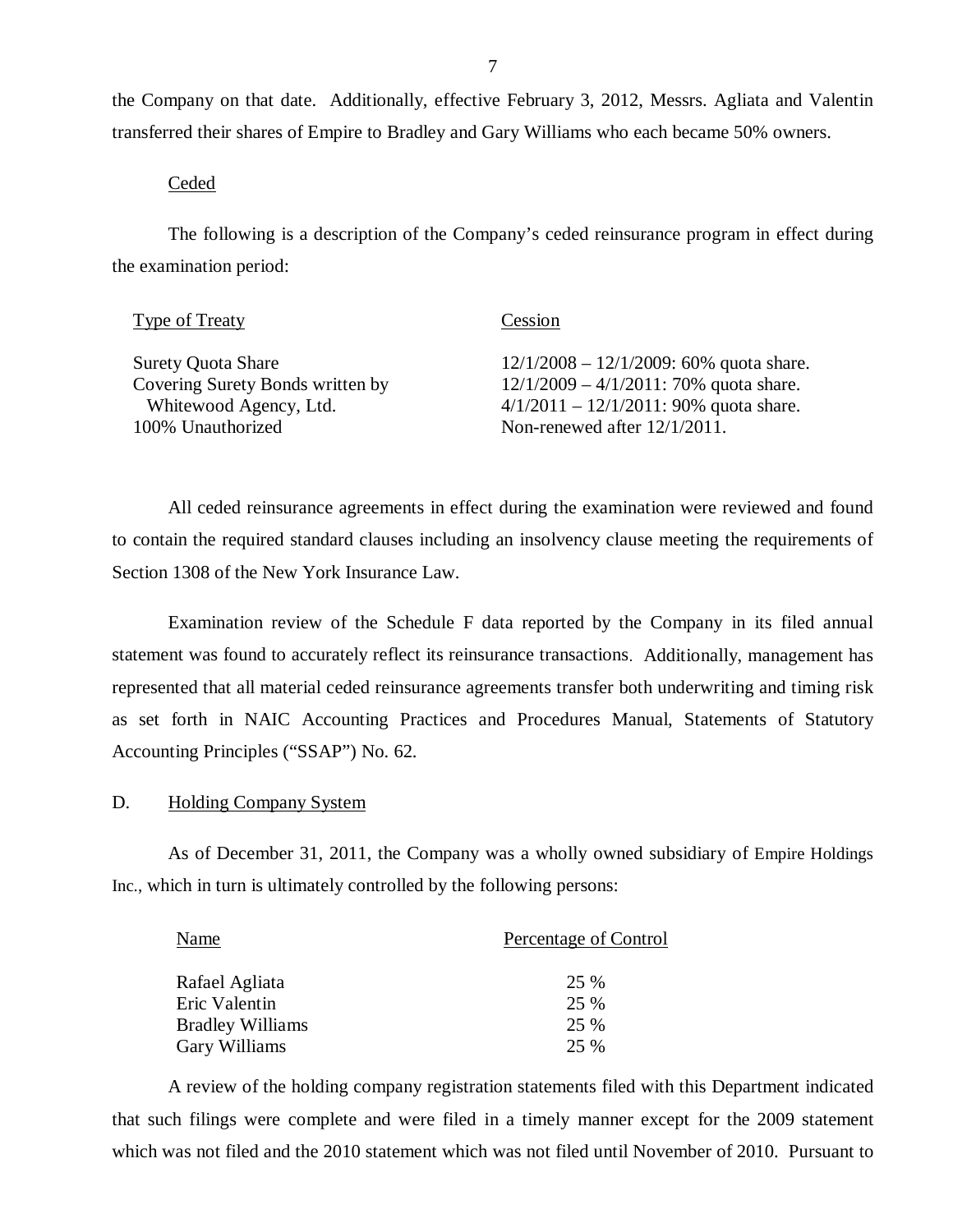the Company on that date. Additionally, effective February 3, 2012, Messrs. Agliata and Valentin transferred their shares of Empire to Bradley and Gary Williams who each became 50% owners.

Ceded

The following is a description of the Company's ceded reinsurance program in effect during the examination period:

| Type of Treaty | Cession |
|---|---|
| Surety Quota Share<br>Covering Surety Bonds written by<br>Whitewood Agency, Ltd.<br>100% Unauthorized | 12/1/2008 – 12/1/2009: 60% quota share.<br>12/1/2009 – 4/1/2011: 70% quota share.<br>4/1/2011 – 12/1/2011: 90% quota share.<br>Non-renewed after 12/1/2011. |

All ceded reinsurance agreements in effect during the examination were reviewed and found to contain the required standard clauses including an insolvency clause meeting the requirements of Section 1308 of the New York Insurance Law.

Examination review of the Schedule F data reported by the Company in its filed annual statement was found to accurately reflect its reinsurance transactions. Additionally, management has represented that all material ceded reinsurance agreements transfer both underwriting and timing risk as set forth in NAIC Accounting Practices and Procedures Manual, Statements of Statutory Accounting Principles ("SSAP") No. 62.

D. Holding Company System

As of December 31, 2011, the Company was a wholly owned subsidiary of Empire Holdings Inc., which in turn is ultimately controlled by the following persons:

| Name | Percentage of Control |
|---|---|
| Rafael Agliata | 25 % |
| Eric Valentin | 25 % |
| Bradley Williams | 25 % |
| Gary Williams | 25 % |

A review of the holding company registration statements filed with this Department indicated that such filings were complete and were filed in a timely manner except for the 2009 statement which was not filed and the 2010 statement which was not filed until November of 2010. Pursuant to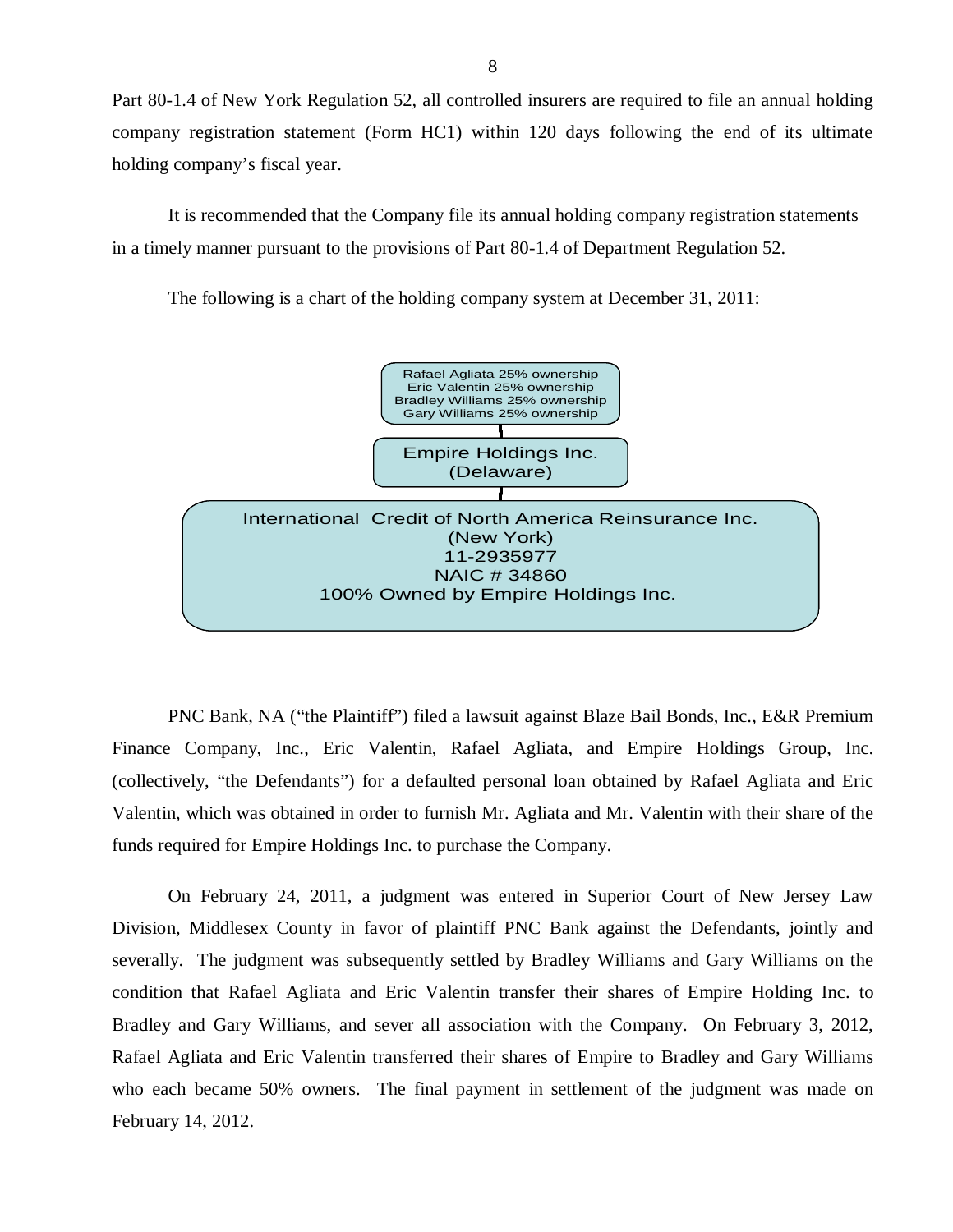Part 80-1.4 of New York Regulation 52, all controlled insurers are required to file an annual holding company registration statement (Form HC1) within 120 days following the end of its ultimate holding company's fiscal year.

It is recommended that the Company file its annual holding company registration statements in a timely manner pursuant to the provisions of Part 80-1.4 of Department Regulation 52.

The following is a chart of the holding company system at December 31, 2011:

Rafael Agliata 25% ownership
Eric Valentin 25% ownership
Bradley Williams 25% ownership
Gary Williams 25% ownership

Empire Holdings Inc.
(Delaware)

International Credit of North America Reinsurance Inc.
(New York)
11-2935977
NAIC # 34860
100% Owned by Empire Holdings Inc.

PNC Bank, NA ("the Plaintiff") filed a lawsuit against Blaze Bail Bonds, Inc., E&R Premium Finance Company, Inc., Eric Valentin, Rafael Agliata, and Empire Holdings Group, Inc. (collectively, "the Defendants") for a defaulted personal loan obtained by Rafael Agliata and Eric Valentin, which was obtained in order to furnish Mr. Agliata and Mr. Valentin with their share of the funds required for Empire Holdings Inc. to purchase the Company.

On February 24, 2011, a judgment was entered in Superior Court of New Jersey Law Division, Middlesex County in favor of plaintiff PNC Bank against the Defendants, jointly and severally. The judgment was subsequently settled by Bradley Williams and Gary Williams on the condition that Rafael Agliata and Eric Valentin transfer their shares of Empire Holding Inc. to Bradley and Gary Williams, and sever all association with the Company. On February 3, 2012, Rafael Agliata and Eric Valentin transferred their shares of Empire to Bradley and Gary Williams who each became 50% owners. The final payment in settlement of the judgment was made on February 14, 2012.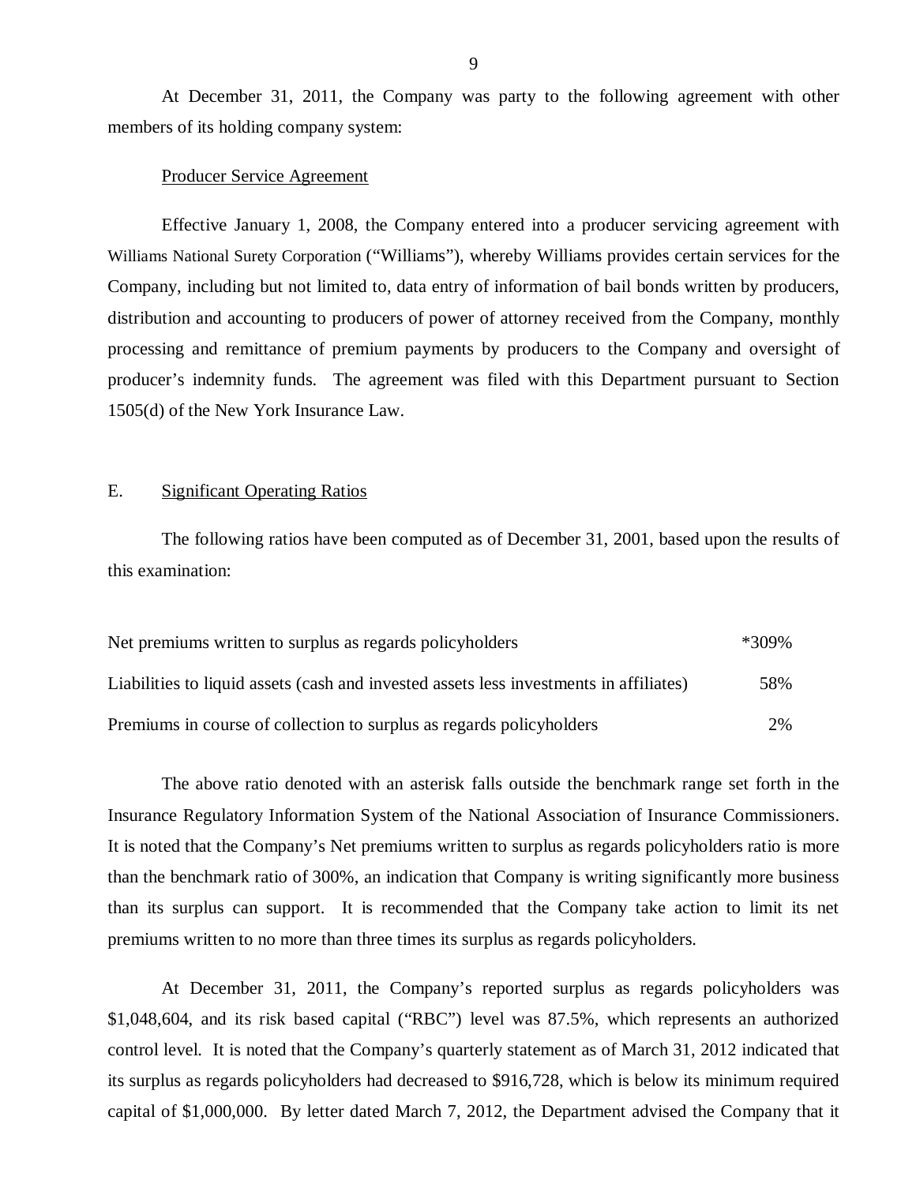At December 31, 2011, the Company was party to the following agreement with other members of its holding company system:

Producer Service Agreement

Effective January 1, 2008, the Company entered into a producer servicing agreement with Williams National Surety Corporation ("Williams"), whereby Williams provides certain services for the Company, including but not limited to, data entry of information of bail bonds written by producers, distribution and accounting to producers of power of attorney received from the Company, monthly processing and remittance of premium payments by producers to the Company and oversight of producer's indemnity funds. The agreement was filed with this Department pursuant to Section 1505(d) of the New York Insurance Law.

## E. Significant Operating Ratios

The following ratios have been computed as of December 31, 2001, based upon the results of this examination:

| | |
|---|---|
| Net premiums written to surplus as regards policyholders | *309% |
| Liabilities to liquid assets (cash and invested assets less investments in affiliates) | 58% |
| Premiums in course of collection to surplus as regards policyholders | 2% |

The above ratio denoted with an asterisk falls outside the benchmark range set forth in the Insurance Regulatory Information System of the National Association of Insurance Commissioners. It is noted that the Company's Net premiums written to surplus as regards policyholders ratio is more than the benchmark ratio of 300%, an indication that Company is writing significantly more business than its surplus can support. It is recommended that the Company take action to limit its net premiums written to no more than three times its surplus as regards policyholders.

At December 31, 2011, the Company's reported surplus as regards policyholders was $1,048,604, and its risk based capital ("RBC") level was 87.5%, which represents an authorized control level. It is noted that the Company's quarterly statement as of March 31, 2012 indicated that its surplus as regards policyholders had decreased to $916,728, which is below its minimum required capital of $1,000,000. By letter dated March 7, 2012, the Department advised the Company that it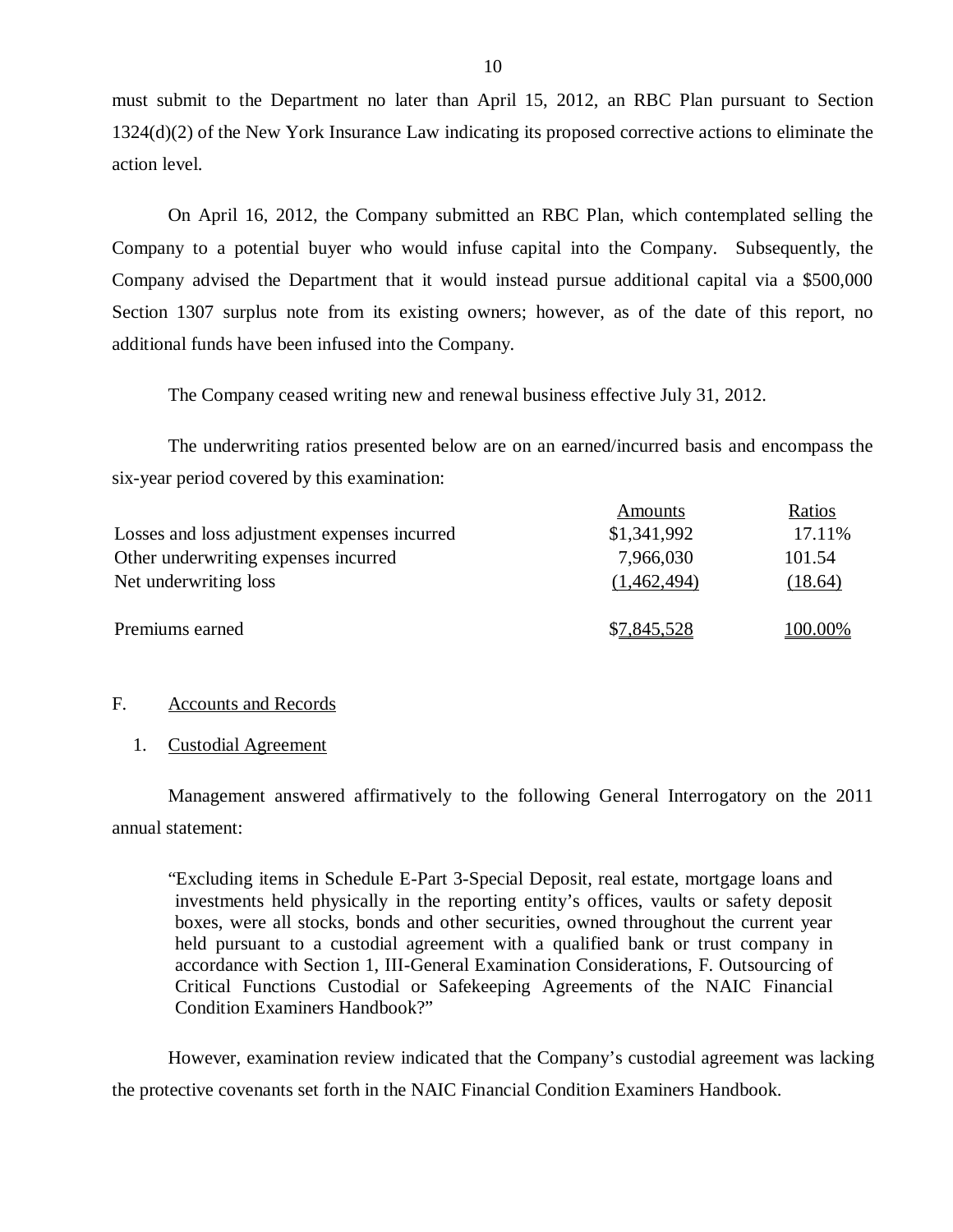must submit to the Department no later than April 15, 2012, an RBC Plan pursuant to Section 1324(d)(2) of the New York Insurance Law indicating its proposed corrective actions to eliminate the action level.

On April 16, 2012, the Company submitted an RBC Plan, which contemplated selling the Company to a potential buyer who would infuse capital into the Company. Subsequently, the Company advised the Department that it would instead pursue additional capital via a $500,000 Section 1307 surplus note from its existing owners; however, as of the date of this report, no additional funds have been infused into the Company.

The Company ceased writing new and renewal business effective July 31, 2012.

The underwriting ratios presented below are on an earned/incurred basis and encompass the six-year period covered by this examination:

| | Amounts | Ratios |
|---|---|---|
| Losses and loss adjustment expenses incurred | $1,341,992 | 17.11% |
| Other underwriting expenses incurred | 7,966,030 | 101.54 |
| Net underwriting loss | (1,462,494) | (18.64) |
| Premiums earned | $7,845,528 | 100.00% |

F. Accounts and Records

1. Custodial Agreement

Management answered affirmatively to the following General Interrogatory on the 2011 annual statement:

> "Excluding items in Schedule E-Part 3-Special Deposit, real estate, mortgage loans and investments held physically in the reporting entity's offices, vaults or safety deposit boxes, were all stocks, bonds and other securities, owned throughout the current year held pursuant to a custodial agreement with a qualified bank or trust company in accordance with Section 1, III-General Examination Considerations, F. Outsourcing of Critical Functions Custodial or Safekeeping Agreements of the NAIC Financial Condition Examiners Handbook?"

However, examination review indicated that the Company's custodial agreement was lacking the protective covenants set forth in the NAIC Financial Condition Examiners Handbook.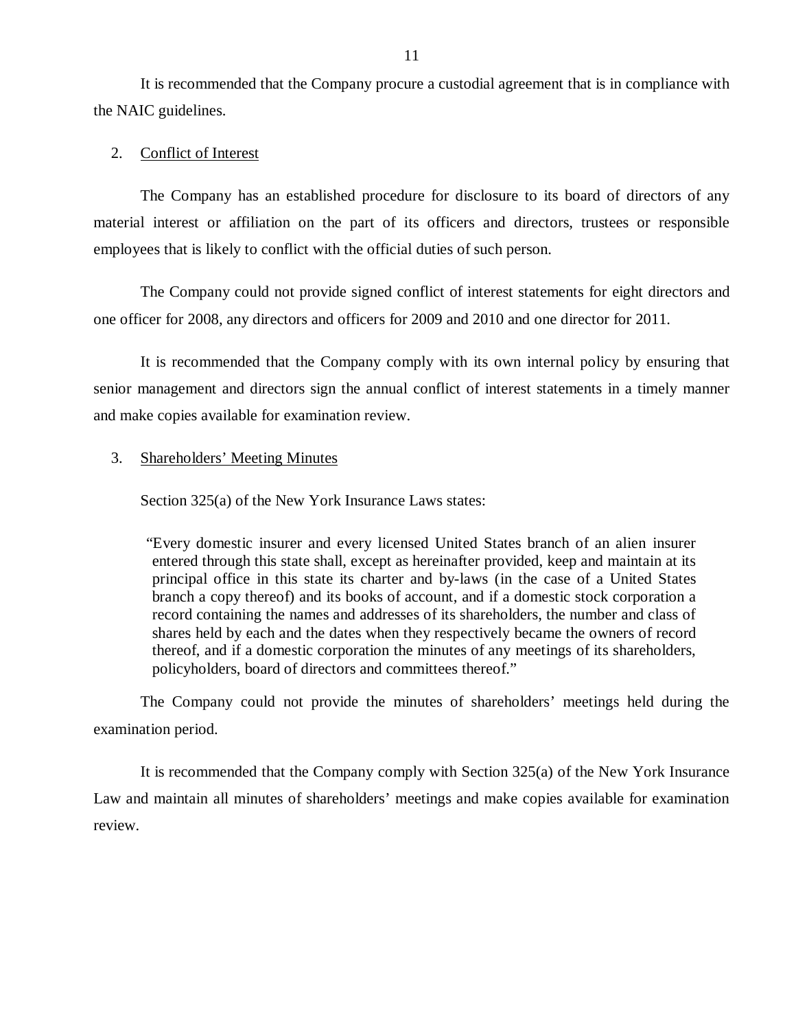It is recommended that the Company procure a custodial agreement that is in compliance with the NAIC guidelines.

2. Conflict of Interest

The Company has an established procedure for disclosure to its board of directors of any material interest or affiliation on the part of its officers and directors, trustees or responsible employees that is likely to conflict with the official duties of such person.

The Company could not provide signed conflict of interest statements for eight directors and one officer for 2008, any directors and officers for 2009 and 2010 and one director for 2011.

It is recommended that the Company comply with its own internal policy by ensuring that senior management and directors sign the annual conflict of interest statements in a timely manner and make copies available for examination review.

3. Shareholders' Meeting Minutes

Section 325(a) of the New York Insurance Laws states:

> "Every domestic insurer and every licensed United States branch of an alien insurer entered through this state shall, except as hereinafter provided, keep and maintain at its principal office in this state its charter and by-laws (in the case of a United States branch a copy thereof) and its books of account, and if a domestic stock corporation a record containing the names and addresses of its shareholders, the number and class of shares held by each and the dates when they respectively became the owners of record thereof, and if a domestic corporation the minutes of any meetings of its shareholders, policyholders, board of directors and committees thereof."

The Company could not provide the minutes of shareholders' meetings held during the examination period.

It is recommended that the Company comply with Section 325(a) of the New York Insurance Law and maintain all minutes of shareholders' meetings and make copies available for examination review.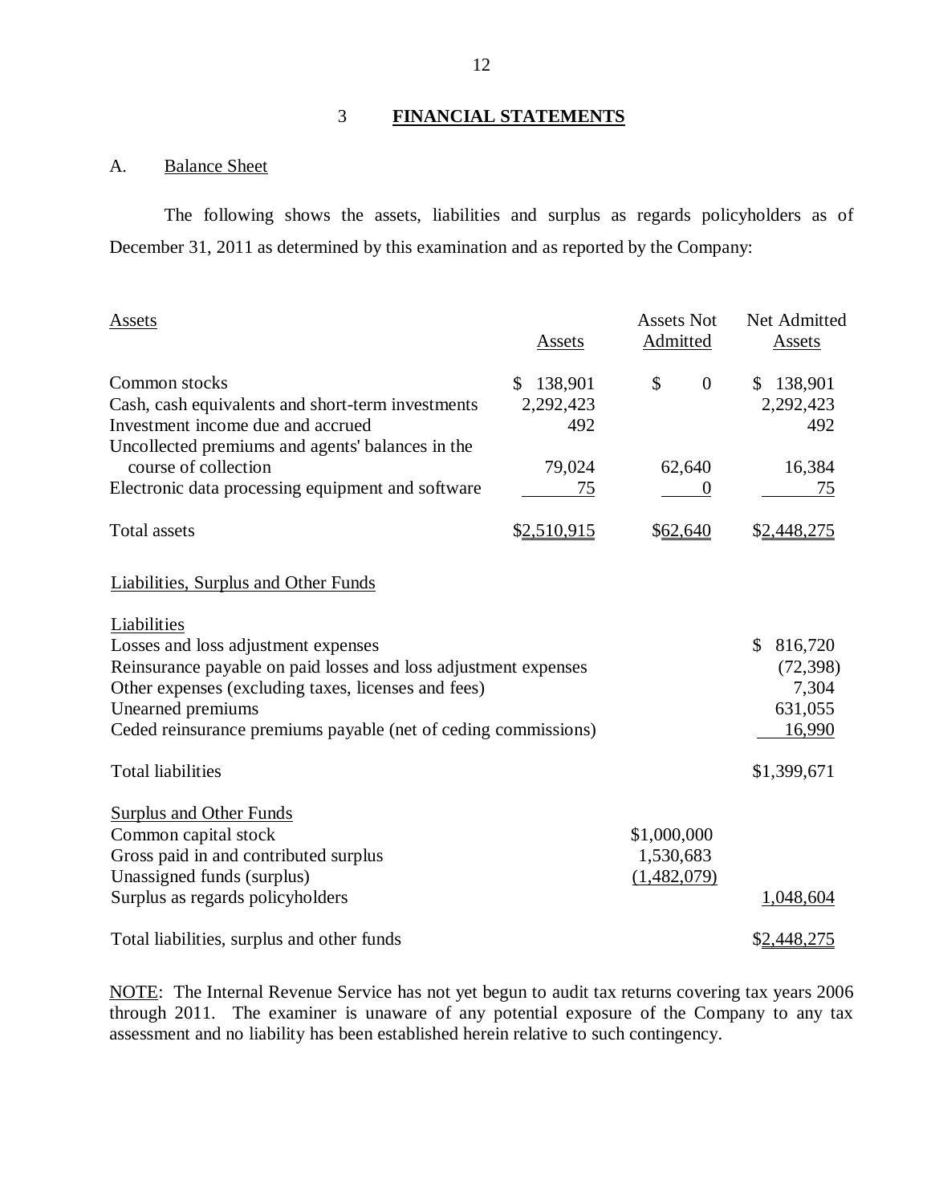## 3 FINANCIAL STATEMENTS

### A. Balance Sheet

The following shows the assets, liabilities and surplus as regards policyholders as of December 31, 2011 as determined by this examination and as reported by the Company:

| Assets | Assets | Assets Not Admitted | Net Admitted Assets |
|---|---|---|---|
| Common stocks | $ 138,901 | $ 0 | $ 138,901 |
| Cash, cash equivalents and short-term investments | 2,292,423 | | 2,292,423 |
| Investment income due and accrued | 492 | | 492 |
| Uncollected premiums and agents' balances in the course of collection | 79,024 | 62,640 | 16,384 |
| Electronic data processing equipment and software | 75 | 0 | 75 |
| Total assets | $2,510,915 | $62,640 | $2,448,275 |

**Liabilities, Surplus and Other Funds**

| Liabilities | | |
|---|---|---|
| Losses and loss adjustment expenses | | $ 816,720 |
| Reinsurance payable on paid losses and loss adjustment expenses | | (72,398) |
| Other expenses (excluding taxes, licenses and fees) | | 7,304 |
| Unearned premiums | | 631,055 |
| Ceded reinsurance premiums payable (net of ceding commissions) | | 16,990 |
| Total liabilities | | $1,399,671 |
| **Surplus and Other Funds** | | |
| Common capital stock | $1,000,000 | |
| Gross paid in and contributed surplus | 1,530,683 | |
| Unassigned funds (surplus) | (1,482,079) | |
| Surplus as regards policyholders | | 1,048,604 |
| Total liabilities, surplus and other funds | | $2,448,275 |

NOTE: The Internal Revenue Service has not yet begun to audit tax returns covering tax years 2006 through 2011. The examiner is unaware of any potential exposure of the Company to any tax assessment and no liability has been established herein relative to such contingency.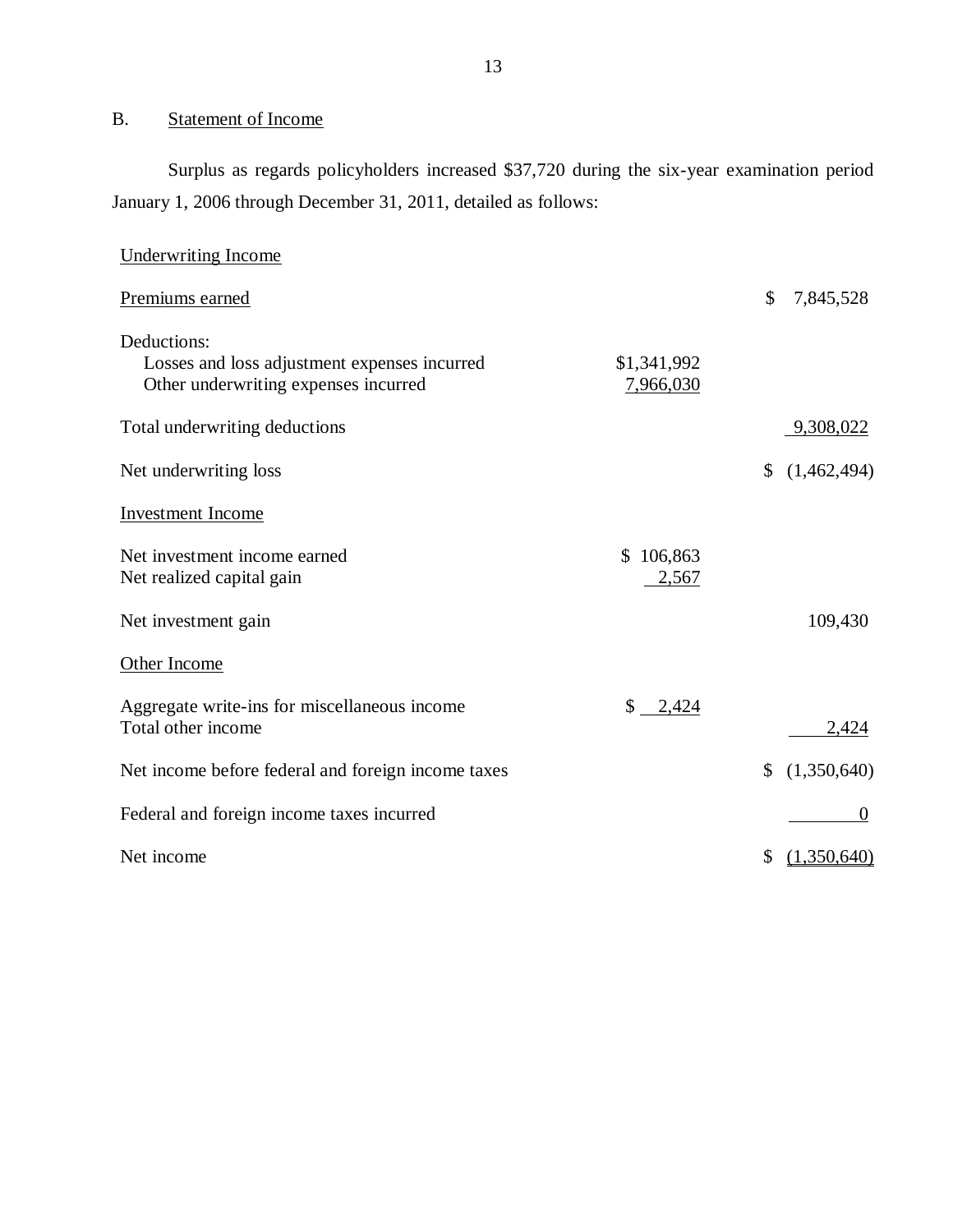## B. Statement of Income

Surplus as regards policyholders increased $37,720 during the six-year examination period January 1, 2006 through December 31, 2011, detailed as follows:

| | | |
|---|---|---|
| Underwriting Income | | |
| Premiums earned | | $ 7,845,528 |
| Deductions: | | |
| Losses and loss adjustment expenses incurred | $1,341,992 | |
| Other underwriting expenses incurred | 7,966,030 | |
| Total underwriting deductions | | 9,308,022 |
| Net underwriting loss | | $ (1,462,494) |
| Investment Income | | |
| Net investment income earned | $ 106,863 | |
| Net realized capital gain | 2,567 | |
| Net investment gain | | 109,430 |
| Other Income | | |
| Aggregate write-ins for miscellaneous income | $ 2,424 | |
| Total other income | | 2,424 |
| Net income before federal and foreign income taxes | | $ (1,350,640) |
| Federal and foreign income taxes incurred | | 0 |
| Net income | | $ (1,350,640) |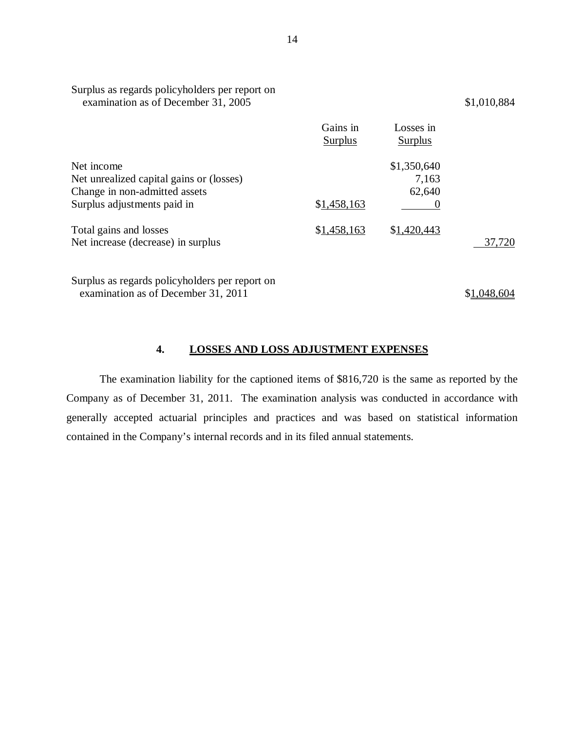| | Gains in Surplus | Losses in Surplus | |
|---|---|---|---|
| Surplus as regards policyholders per report on examination as of December 31, 2005 | | | $1,010,884 |
| Net income | | $1,350,640 | |
| Net unrealized capital gains or (losses) | | 7,163 | |
| Change in non-admitted assets | | 62,640 | |
| Surplus adjustments paid in | $1,458,163 | 0 | |
| Total gains and losses | $1,458,163 | $1,420,443 | |
| Net increase (decrease) in surplus | | | 37,720 |
| Surplus as regards policyholders per report on examination as of December 31, 2011 | | | $1,048,604 |

## 4. LOSSES AND LOSS ADJUSTMENT EXPENSES

The examination liability for the captioned items of $816,720 is the same as reported by the Company as of December 31, 2011. The examination analysis was conducted in accordance with generally accepted actuarial principles and practices and was based on statistical information contained in the Company's internal records and in its filed annual statements.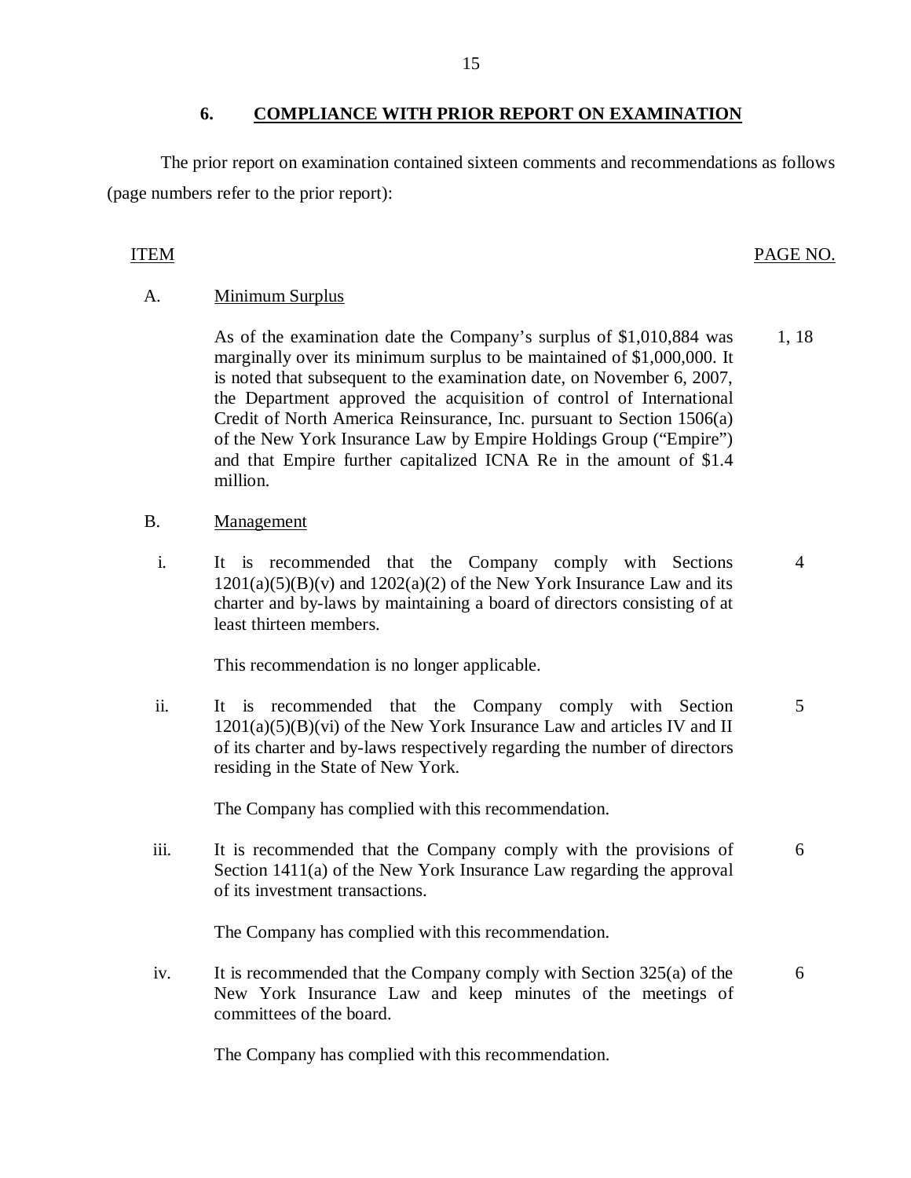## 6. COMPLIANCE WITH PRIOR REPORT ON EXAMINATION

The prior report on examination contained sixteen comments and recommendations as follows (page numbers refer to the prior report):

| ITEM | | PAGE NO. |
|---|---|---|
| A. | Minimum Surplus | |
| | As of the examination date the Company's surplus of $1,010,884 was marginally over its minimum surplus to be maintained of $1,000,000. It is noted that subsequent to the examination date, on November 6, 2007, the Department approved the acquisition of control of International Credit of North America Reinsurance, Inc. pursuant to Section 1506(a) of the New York Insurance Law by Empire Holdings Group ("Empire") and that Empire further capitalized ICNA Re in the amount of $1.4 million. | 1, 18 |
| B. | Management | |
| i. | It is recommended that the Company comply with Sections 1201(a)(5)(B)(v) and 1202(a)(2) of the New York Insurance Law and its charter and by-laws by maintaining a board of directors consisting of at least thirteen members.<br><br>This recommendation is no longer applicable. | 4 |
| ii. | It is recommended that the Company comply with Section 1201(a)(5)(B)(vi) of the New York Insurance Law and articles IV and II of its charter and by-laws respectively regarding the number of directors residing in the State of New York.<br><br>The Company has complied with this recommendation. | 5 |
| iii. | It is recommended that the Company comply with the provisions of Section 1411(a) of the New York Insurance Law regarding the approval of its investment transactions.<br><br>The Company has complied with this recommendation. | 6 |
| iv. | It is recommended that the Company comply with Section 325(a) of the New York Insurance Law and keep minutes of the meetings of committees of the board.<br><br>The Company has complied with this recommendation. | 6 |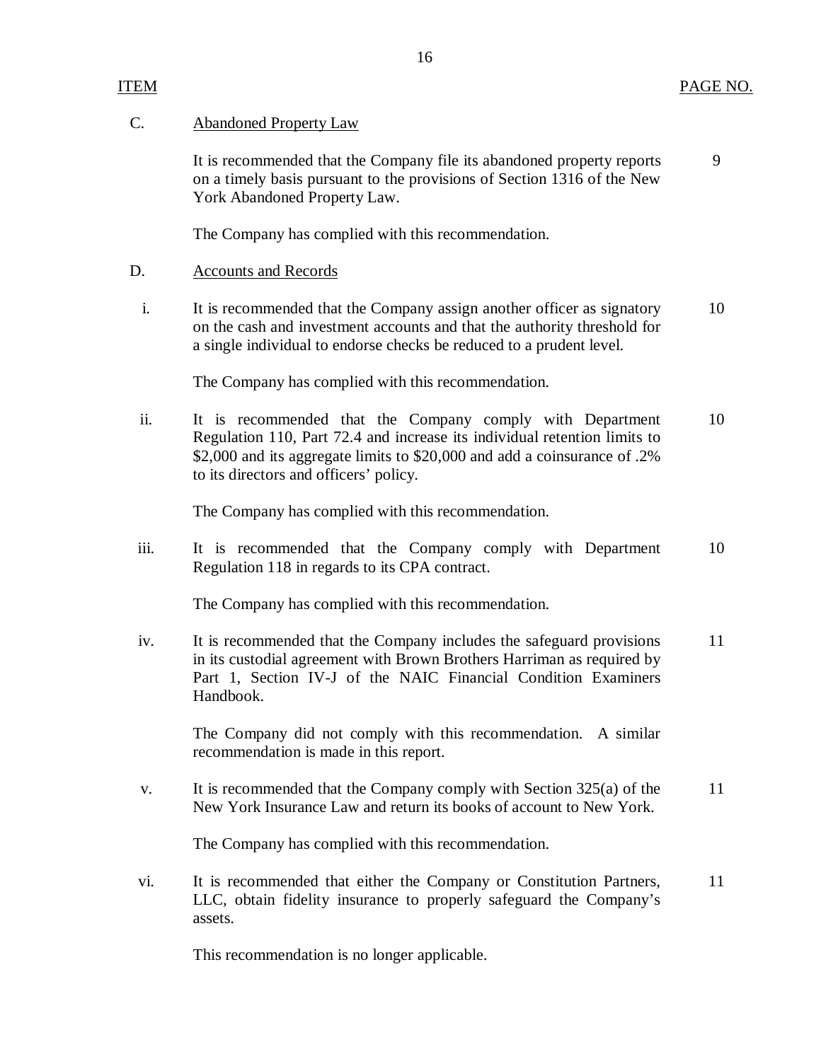| ITEM | | PAGE NO. |
|---|---|---|
| C. | Abandoned Property Law | |
| | It is recommended that the Company file its abandoned property reports on a timely basis pursuant to the provisions of Section 1316 of the New York Abandoned Property Law. | 9 |
| | The Company has complied with this recommendation. | |
| D. | Accounts and Records | |
| i. | It is recommended that the Company assign another officer as signatory on the cash and investment accounts and that the authority threshold for a single individual to endorse checks be reduced to a prudent level. | 10 |
| | The Company has complied with this recommendation. | |
| ii. | It is recommended that the Company comply with Department Regulation 110, Part 72.4 and increase its individual retention limits to \$2,000 and its aggregate limits to \$20,000 and add a coinsurance of .2% to its directors and officers' policy. | 10 |
| | The Company has complied with this recommendation. | |
| iii. | It is recommended that the Company comply with Department Regulation 118 in regards to its CPA contract. | 10 |
| | The Company has complied with this recommendation. | |
| iv. | It is recommended that the Company includes the safeguard provisions in its custodial agreement with Brown Brothers Harriman as required by Part 1, Section IV-J of the NAIC Financial Condition Examiners Handbook. | 11 |
| | The Company did not comply with this recommendation. A similar recommendation is made in this report. | |
| v. | It is recommended that the Company comply with Section 325(a) of the New York Insurance Law and return its books of account to New York. | 11 |
| | The Company has complied with this recommendation. | |
| vi. | It is recommended that either the Company or Constitution Partners, LLC, obtain fidelity insurance to properly safeguard the Company's assets. | 11 |
| | This recommendation is no longer applicable. | |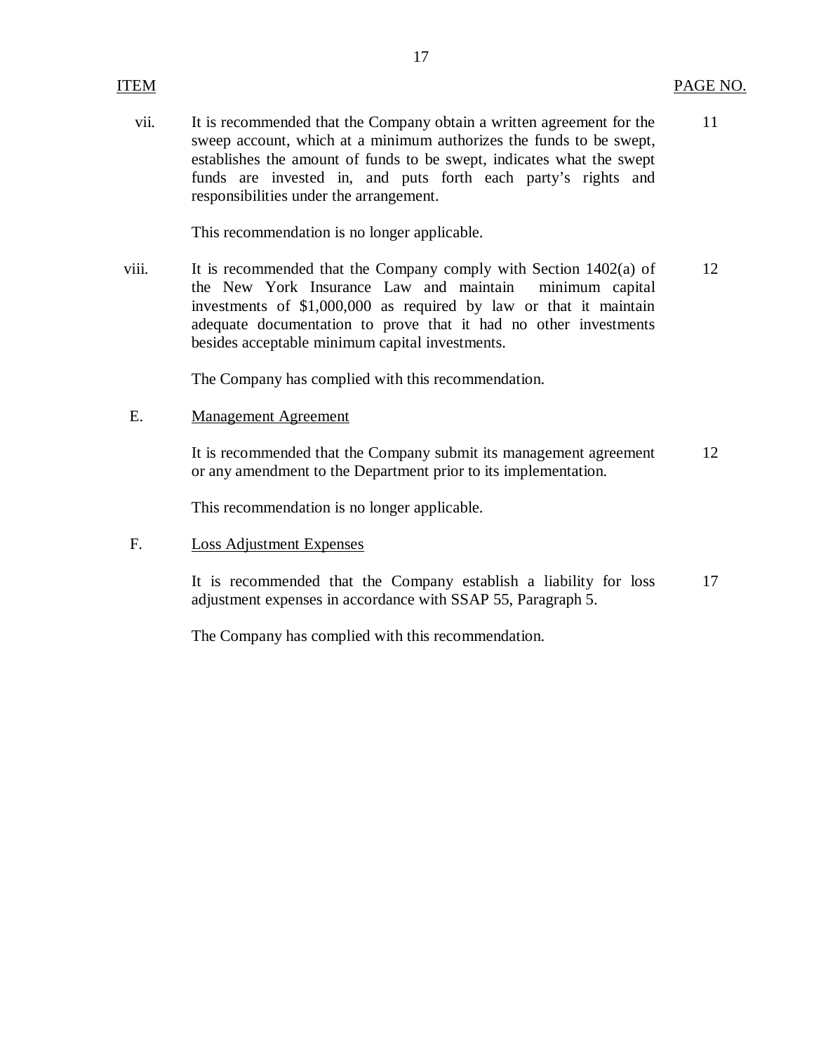| ITEM | | PAGE NO. |
|---|---|---|
| vii. | It is recommended that the Company obtain a written agreement for the sweep account, which at a minimum authorizes the funds to be swept, establishes the amount of funds to be swept, indicates what the swept funds are invested in, and puts forth each party's rights and responsibilities under the arrangement.<br><br>This recommendation is no longer applicable. | 11 |
| viii. | It is recommended that the Company comply with Section 1402(a) of the New York Insurance Law and maintain minimum capital investments of $1,000,000 as required by law or that it maintain adequate documentation to prove that it had no other investments besides acceptable minimum capital investments.<br><br>The Company has complied with this recommendation. | 12 |
| E. | <u>Management Agreement</u> | |
| | It is recommended that the Company submit its management agreement or any amendment to the Department prior to its implementation.<br><br>This recommendation is no longer applicable. | 12 |
| F. | <u>Loss Adjustment Expenses</u> | |
| | It is recommended that the Company establish a liability for loss adjustment expenses in accordance with SSAP 55, Paragraph 5.<br><br>The Company has complied with this recommendation. | 17 |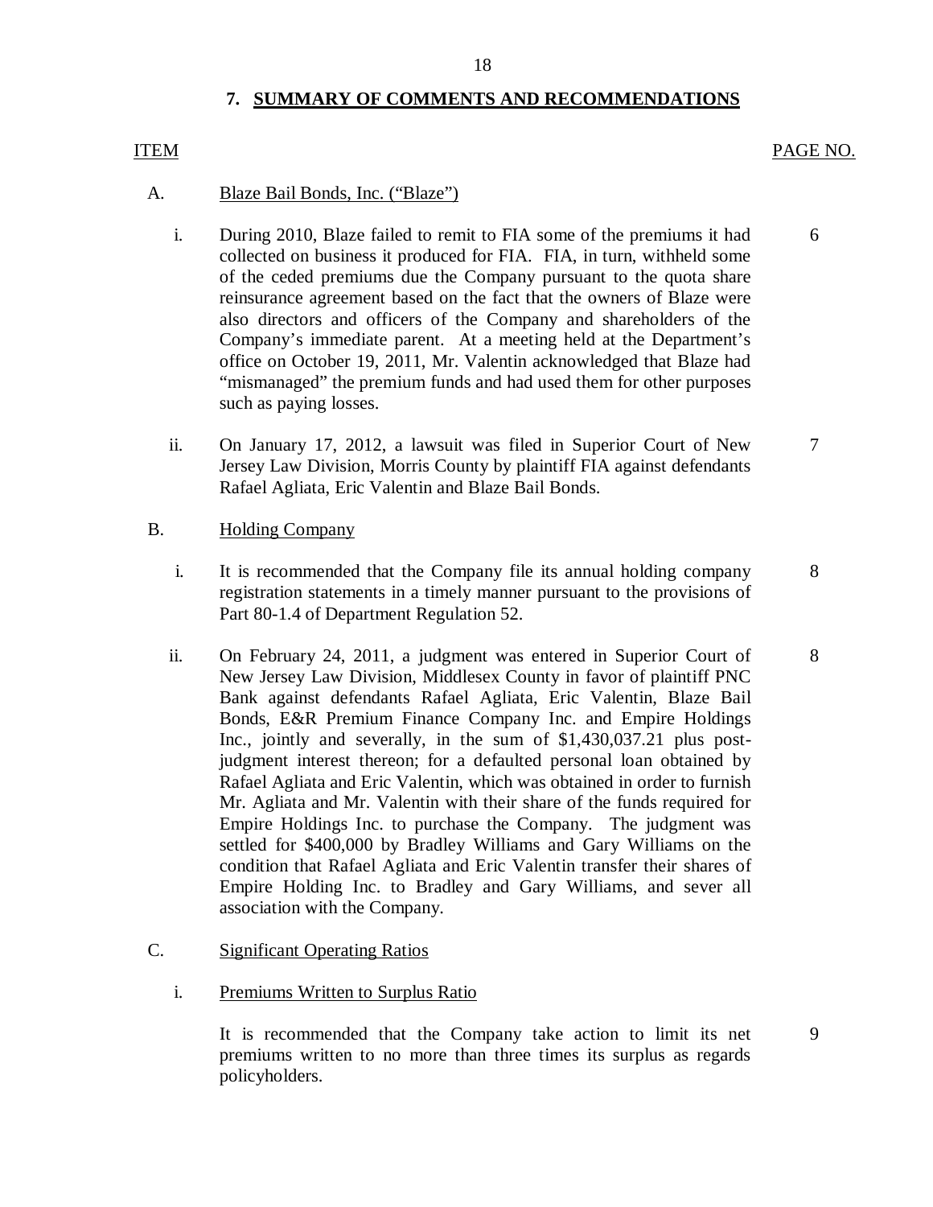## 7. SUMMARY OF COMMENTS AND RECOMMENDATIONS

| ITEM | | PAGE NO. |
|---|---|---|
| A. | Blaze Bail Bonds, Inc. ("Blaze") | |
| i. | During 2010, Blaze failed to remit to FIA some of the premiums it had collected on business it produced for FIA. FIA, in turn, withheld some of the ceded premiums due the Company pursuant to the quota share reinsurance agreement based on the fact that the owners of Blaze were also directors and officers of the Company and shareholders of the Company's immediate parent. At a meeting held at the Department's office on October 19, 2011, Mr. Valentin acknowledged that Blaze had "mismanaged" the premium funds and had used them for other purposes such as paying losses. | 6 |
| ii. | On January 17, 2012, a lawsuit was filed in Superior Court of New Jersey Law Division, Morris County by plaintiff FIA against defendants Rafael Agliata, Eric Valentin and Blaze Bail Bonds. | 7 |
| B. | Holding Company | |
| i. | It is recommended that the Company file its annual holding company registration statements in a timely manner pursuant to the provisions of Part 80-1.4 of Department Regulation 52. | 8 |
| ii. | On February 24, 2011, a judgment was entered in Superior Court of New Jersey Law Division, Middlesex County in favor of plaintiff PNC Bank against defendants Rafael Agliata, Eric Valentin, Blaze Bail Bonds, E&R Premium Finance Company Inc. and Empire Holdings Inc., jointly and severally, in the sum of $1,430,037.21 plus post-judgment interest thereon; for a defaulted personal loan obtained by Rafael Agliata and Eric Valentin, which was obtained in order to furnish Mr. Agliata and Mr. Valentin with their share of the funds required for Empire Holdings Inc. to purchase the Company. The judgment was settled for $400,000 by Bradley Williams and Gary Williams on the condition that Rafael Agliata and Eric Valentin transfer their shares of Empire Holding Inc. to Bradley and Gary Williams, and sever all association with the Company. | 8 |
| C. | Significant Operating Ratios | |
| i. | Premiums Written to Surplus Ratio<br><br>It is recommended that the Company take action to limit its net premiums written to no more than three times its surplus as regards policyholders. | 9 |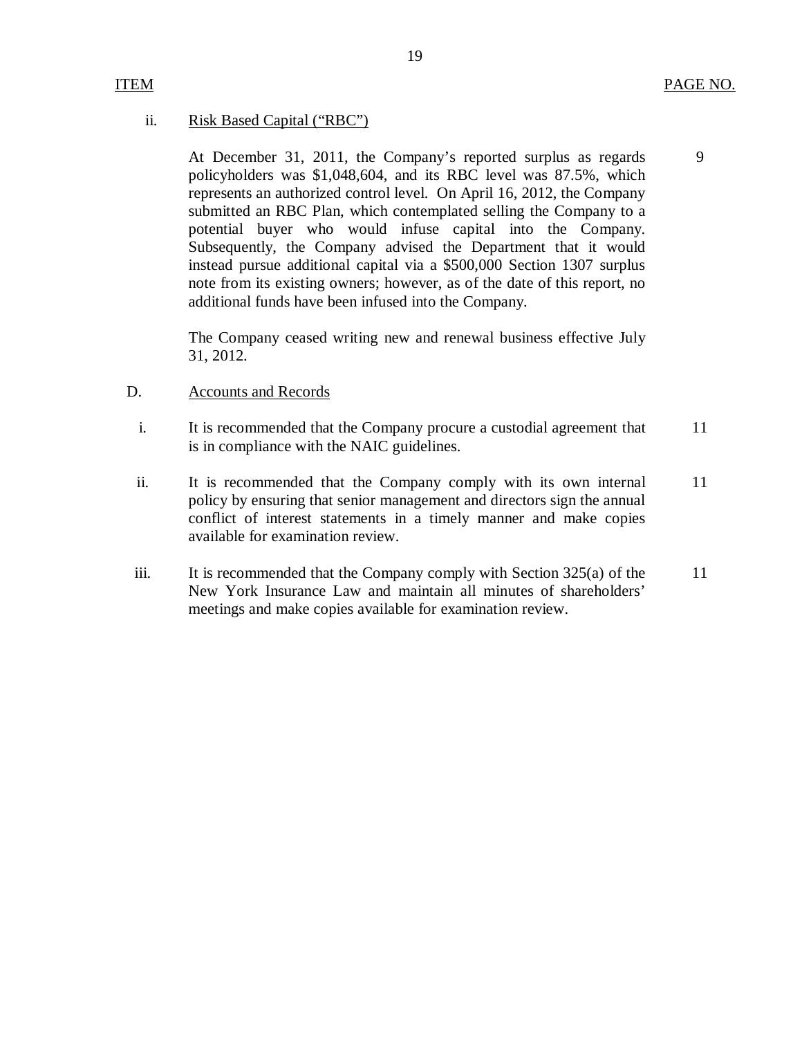| ITEM | | PAGE NO. |
|---|---|---|
| ii. | Risk Based Capital ("RBC") | |
| | At December 31, 2011, the Company's reported surplus as regards policyholders was $1,048,604, and its RBC level was 87.5%, which represents an authorized control level. On April 16, 2012, the Company submitted an RBC Plan, which contemplated selling the Company to a potential buyer who would infuse capital into the Company. Subsequently, the Company advised the Department that it would instead pursue additional capital via a $500,000 Section 1307 surplus note from its existing owners; however, as of the date of this report, no additional funds have been infused into the Company. | 9 |
| | The Company ceased writing new and renewal business effective July 31, 2012. | |
| D. | Accounts and Records | |
| i. | It is recommended that the Company procure a custodial agreement that is in compliance with the NAIC guidelines. | 11 |
| ii. | It is recommended that the Company comply with its own internal policy by ensuring that senior management and directors sign the annual conflict of interest statements in a timely manner and make copies available for examination review. | 11 |
| iii. | It is recommended that the Company comply with Section 325(a) of the New York Insurance Law and maintain all minutes of shareholders' meetings and make copies available for examination review. | 11 |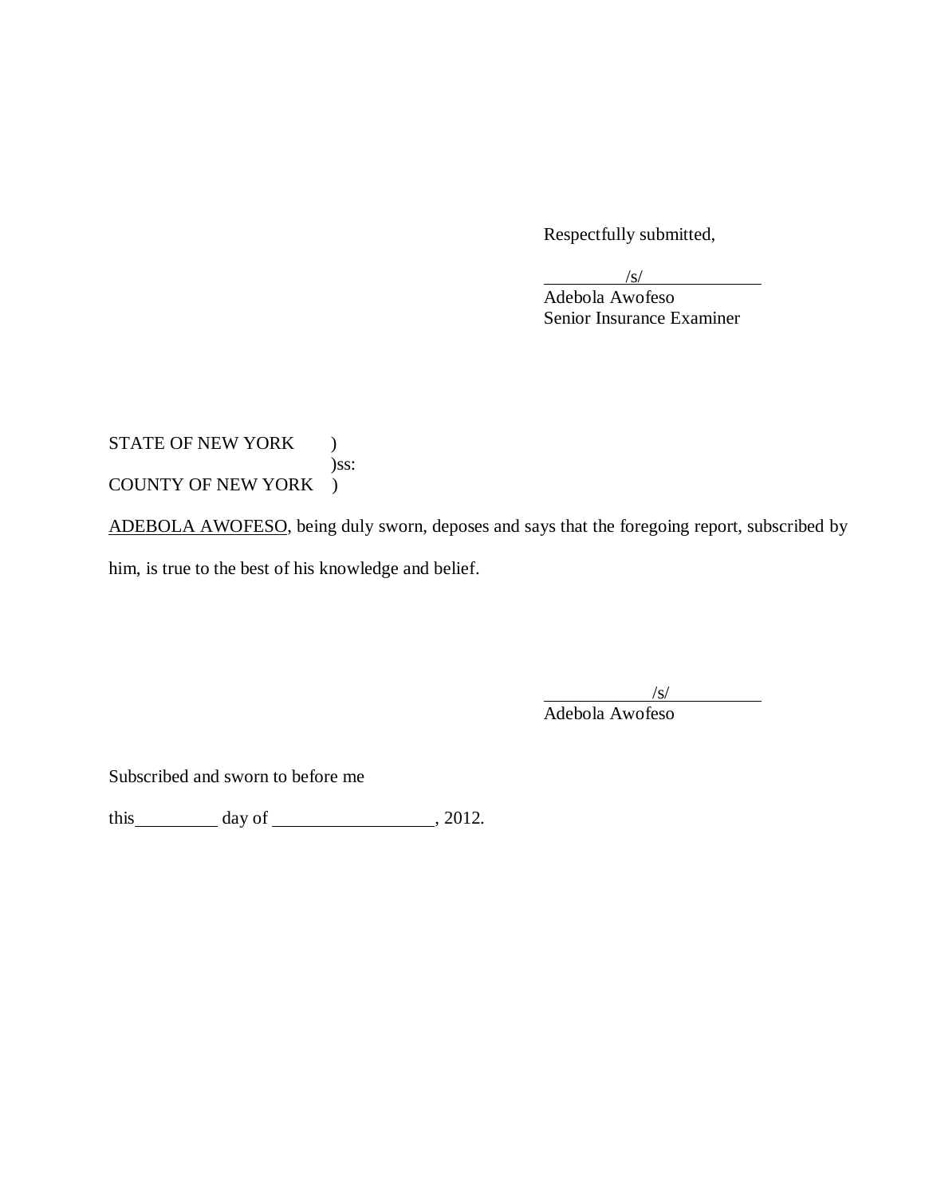Respectfully submitted,

/s/
Adebola Awofeso
Senior Insurance Examiner

STATE OF NEW YORK )
)ss:
COUNTY OF NEW YORK )

ADEBOLA AWOFESO, being duly sworn, deposes and says that the foregoing report, subscribed by him, is true to the best of his knowledge and belief.

/s/
Adebola Awofeso

Subscribed and sworn to before me

this__________ day of __________________, 2012.